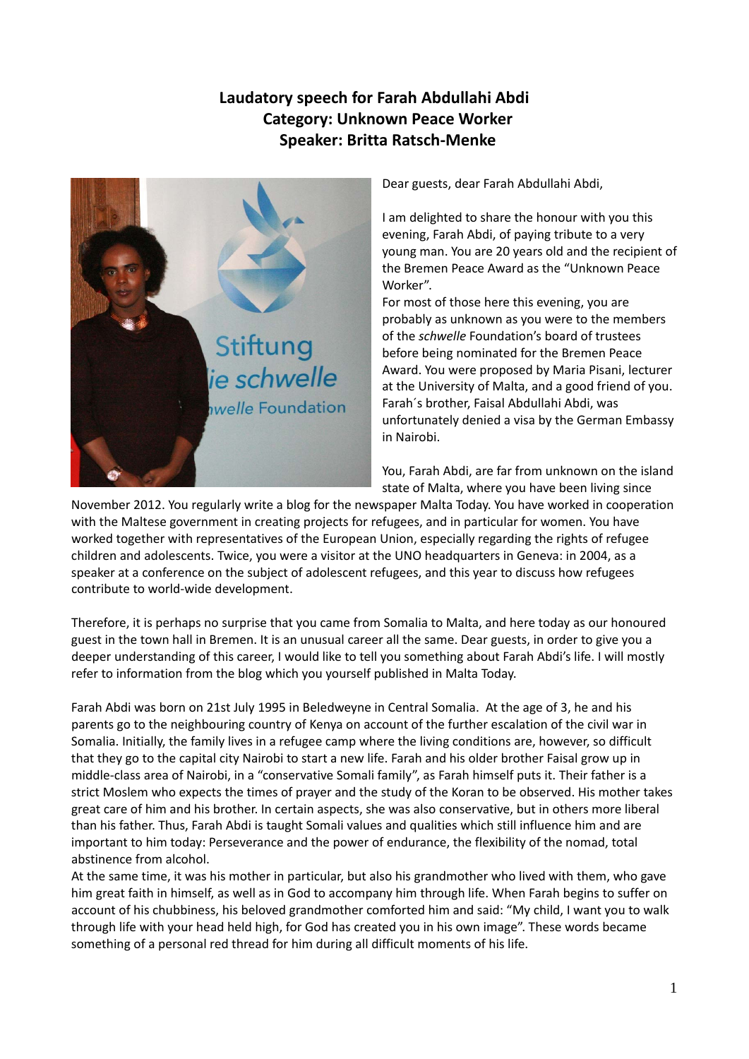# Laudatory speech for Farah Abdullahi Abdi
## Category: Unknown Peace Worker
## Speaker: Britta Ratsch-Menke

Dear guests, dear Farah Abdullahi Abdi,

I am delighted to share the honour with you this evening, Farah Abdi, of paying tribute to a very young man. You are 20 years old and the recipient of the Bremen Peace Award as the "Unknown Peace Worker".

For most of those here this evening, you are probably as unknown as you were to the members of the *schwelle* Foundation's board of trustees before being nominated for the Bremen Peace Award. You were proposed by Maria Pisani, lecturer at the University of Malta, and a good friend of you. Farah´s brother, Faisal Abdullahi Abdi, was unfortunately denied a visa by the German Embassy in Nairobi.

You, Farah Abdi, are far from unknown on the island state of Malta, where you have been living since November 2012. You regularly write a blog for the newspaper Malta Today. You have worked in cooperation with the Maltese government in creating projects for refugees, and in particular for women. You have worked together with representatives of the European Union, especially regarding the rights of refugee children and adolescents. Twice, you were a visitor at the UNO headquarters in Geneva: in 2004, as a speaker at a conference on the subject of adolescent refugees, and this year to discuss how refugees contribute to world-wide development.

Therefore, it is perhaps no surprise that you came from Somalia to Malta, and here today as our honoured guest in the town hall in Bremen. It is an unusual career all the same. Dear guests, in order to give you a deeper understanding of this career, I would like to tell you something about Farah Abdi's life. I will mostly refer to information from the blog which you yourself published in Malta Today.

Farah Abdi was born on 21st July 1995 in Beledweyne in Central Somalia. At the age of 3, he and his parents go to the neighbouring country of Kenya on account of the further escalation of the civil war in Somalia. Initially, the family lives in a refugee camp where the living conditions are, however, so difficult that they go to the capital city Nairobi to start a new life. Farah and his older brother Faisal grow up in middle-class area of Nairobi, in a "conservative Somali family", as Farah himself puts it. Their father is a strict Moslem who expects the times of prayer and the study of the Koran to be observed. His mother takes great care of him and his brother. In certain aspects, she was also conservative, but in others more liberal than his father. Thus, Farah Abdi is taught Somali values and qualities which still influence him and are important to him today: Perseverance and the power of endurance, the flexibility of the nomad, total abstinence from alcohol.

At the same time, it was his mother in particular, but also his grandmother who lived with them, who gave him great faith in himself, as well as in God to accompany him through life. When Farah begins to suffer on account of his chubbiness, his beloved grandmother comforted him and said: "My child, I want you to walk through life with your head held high, for God has created you in his own image". These words became something of a personal red thread for him during all difficult moments of his life.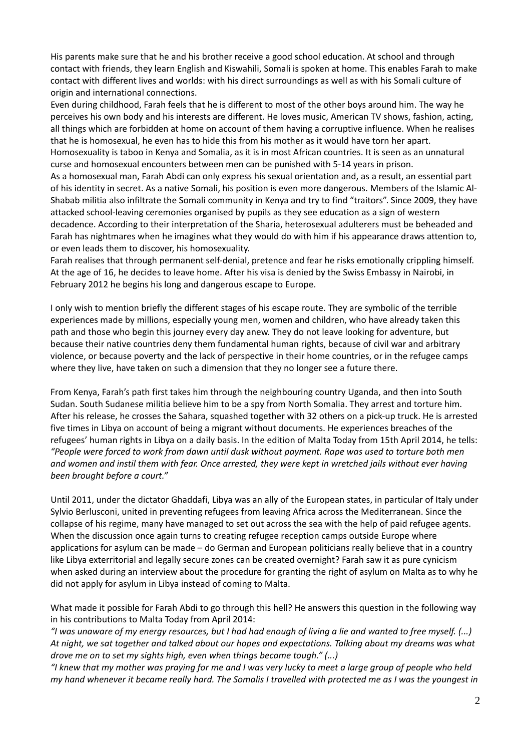His parents make sure that he and his brother receive a good school education. At school and through contact with friends, they learn English and Kiswahili, Somali is spoken at home. This enables Farah to make contact with different lives and worlds: with his direct surroundings as well as with his Somali culture of origin and international connections.

Even during childhood, Farah feels that he is different to most of the other boys around him. The way he perceives his own body and his interests are different. He loves music, American TV shows, fashion, acting, all things which are forbidden at home on account of them having a corruptive influence. When he realises that he is homosexual, he even has to hide this from his mother as it would have torn her apart.

Homosexuality is taboo in Kenya and Somalia, as it is in most African countries. It is seen as an unnatural curse and homosexual encounters between men can be punished with 5-14 years in prison.

As a homosexual man, Farah Abdi can only express his sexual orientation and, as a result, an essential part of his identity in secret. As a native Somali, his position is even more dangerous. Members of the Islamic Al-Shabab militia also infiltrate the Somali community in Kenya and try to find "traitors". Since 2009, they have attacked school-leaving ceremonies organised by pupils as they see education as a sign of western decadence. According to their interpretation of the Sharia, heterosexual adulterers must be beheaded and Farah has nightmares when he imagines what they would do with him if his appearance draws attention to, or even leads them to discover, his homosexuality.

Farah realises that through permanent self-denial, pretence and fear he risks emotionally crippling himself. At the age of 16, he decides to leave home. After his visa is denied by the Swiss Embassy in Nairobi, in February 2012 he begins his long and dangerous escape to Europe.

I only wish to mention briefly the different stages of his escape route. They are symbolic of the terrible experiences made by millions, especially young men, women and children, who have already taken this path and those who begin this journey every day anew. They do not leave looking for adventure, but because their native countries deny them fundamental human rights, because of civil war and arbitrary violence, or because poverty and the lack of perspective in their home countries, or in the refugee camps where they live, have taken on such a dimension that they no longer see a future there.

From Kenya, Farah's path first takes him through the neighbouring country Uganda, and then into South Sudan. South Sudanese militia believe him to be a spy from North Somalia. They arrest and torture him. After his release, he crosses the Sahara, squashed together with 32 others on a pick-up truck. He is arrested five times in Libya on account of being a migrant without documents. He experiences breaches of the refugees' human rights in Libya on a daily basis. In the edition of Malta Today from 15th April 2014, he tells: *"People were forced to work from dawn until dusk without payment. Rape was used to torture both men and women and instil them with fear. Once arrested, they were kept in wretched jails without ever having been brought before a court."*

Until 2011, under the dictator Ghaddafi, Libya was an ally of the European states, in particular of Italy under Sylvio Berlusconi, united in preventing refugees from leaving Africa across the Mediterranean. Since the collapse of his regime, many have managed to set out across the sea with the help of paid refugee agents. When the discussion once again turns to creating refugee reception camps outside Europe where applications for asylum can be made – do German and European politicians really believe that in a country like Libya exterritorial and legally secure zones can be created overnight? Farah saw it as pure cynicism when asked during an interview about the procedure for granting the right of asylum on Malta as to why he did not apply for asylum in Libya instead of coming to Malta.

What made it possible for Farah Abdi to go through this hell? He answers this question in the following way in his contributions to Malta Today from April 2014:

*"I was unaware of my energy resources, but I had had enough of living a lie and wanted to free myself. (...) At night, we sat together and talked about our hopes and expectations. Talking about my dreams was what drove me on to set my sights high, even when things became tough." (...)*

*"I knew that my mother was praying for me and I was very lucky to meet a large group of people who held my hand whenever it became really hard. The Somalis I travelled with protected me as I was the youngest in*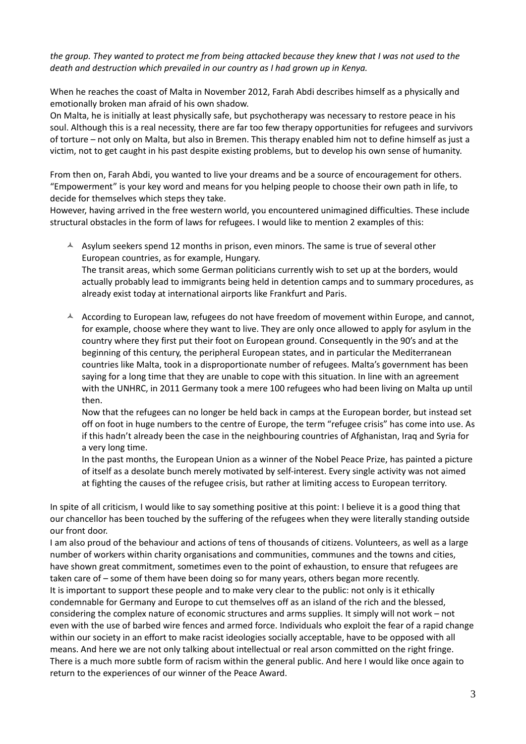*the group. They wanted to protect me from being attacked because they knew that I was not used to the death and destruction which prevailed in our country as I had grown up in Kenya.*

When he reaches the coast of Malta in November 2012, Farah Abdi describes himself as a physically and emotionally broken man afraid of his own shadow.
On Malta, he is initially at least physically safe, but psychotherapy was necessary to restore peace in his soul. Although this is a real necessity, there are far too few therapy opportunities for refugees and survivors of torture – not only on Malta, but also in Bremen. This therapy enabled him not to define himself as just a victim, not to get caught in his past despite existing problems, but to develop his own sense of humanity.

From then on, Farah Abdi, you wanted to live your dreams and be a source of encouragement for others. "Empowerment" is your key word and means for you helping people to choose their own path in life, to decide for themselves which steps they take.
However, having arrived in the free western world, you encountered unimagined difficulties. These include structural obstacles in the form of laws for refugees. I would like to mention 2 examples of this:

- Asylum seekers spend 12 months in prison, even minors. The same is true of several other European countries, as for example, Hungary.
  The transit areas, which some German politicians currently wish to set up at the borders, would actually probably lead to immigrants being held in detention camps and to summary procedures, as already exist today at international airports like Frankfurt and Paris.

- According to European law, refugees do not have freedom of movement within Europe, and cannot, for example, choose where they want to live. They are only once allowed to apply for asylum in the country where they first put their foot on European ground. Consequently in the 90's and at the beginning of this century, the peripheral European states, and in particular the Mediterranean countries like Malta, took in a disproportionate number of refugees. Malta's government has been saying for a long time that they are unable to cope with this situation. In line with an agreement with the UNHRC, in 2011 Germany took a mere 100 refugees who had been living on Malta up until then.
  Now that the refugees can no longer be held back in camps at the European border, but instead set off on foot in huge numbers to the centre of Europe, the term "refugee crisis" has come into use. As if this hadn't already been the case in the neighbouring countries of Afghanistan, Iraq and Syria for a very long time.
  In the past months, the European Union as a winner of the Nobel Peace Prize, has painted a picture of itself as a desolate bunch merely motivated by self-interest. Every single activity was not aimed at fighting the causes of the refugee crisis, but rather at limiting access to European territory.

In spite of all criticism, I would like to say something positive at this point: I believe it is a good thing that our chancellor has been touched by the suffering of the refugees when they were literally standing outside our front door.
I am also proud of the behaviour and actions of tens of thousands of citizens. Volunteers, as well as a large number of workers within charity organisations and communities, communes and the towns and cities, have shown great commitment, sometimes even to the point of exhaustion, to ensure that refugees are taken care of – some of them have been doing so for many years, others began more recently.
It is important to support these people and to make very clear to the public: not only is it ethically condemnable for Germany and Europe to cut themselves off as an island of the rich and the blessed, considering the complex nature of economic structures and arms supplies. It simply will not work – not even with the use of barbed wire fences and armed force. Individuals who exploit the fear of a rapid change within our society in an effort to make racist ideologies socially acceptable, have to be opposed with all means. And here we are not only talking about intellectual or real arson committed on the right fringe. There is a much more subtle form of racism within the general public. And here I would like once again to return to the experiences of our winner of the Peace Award.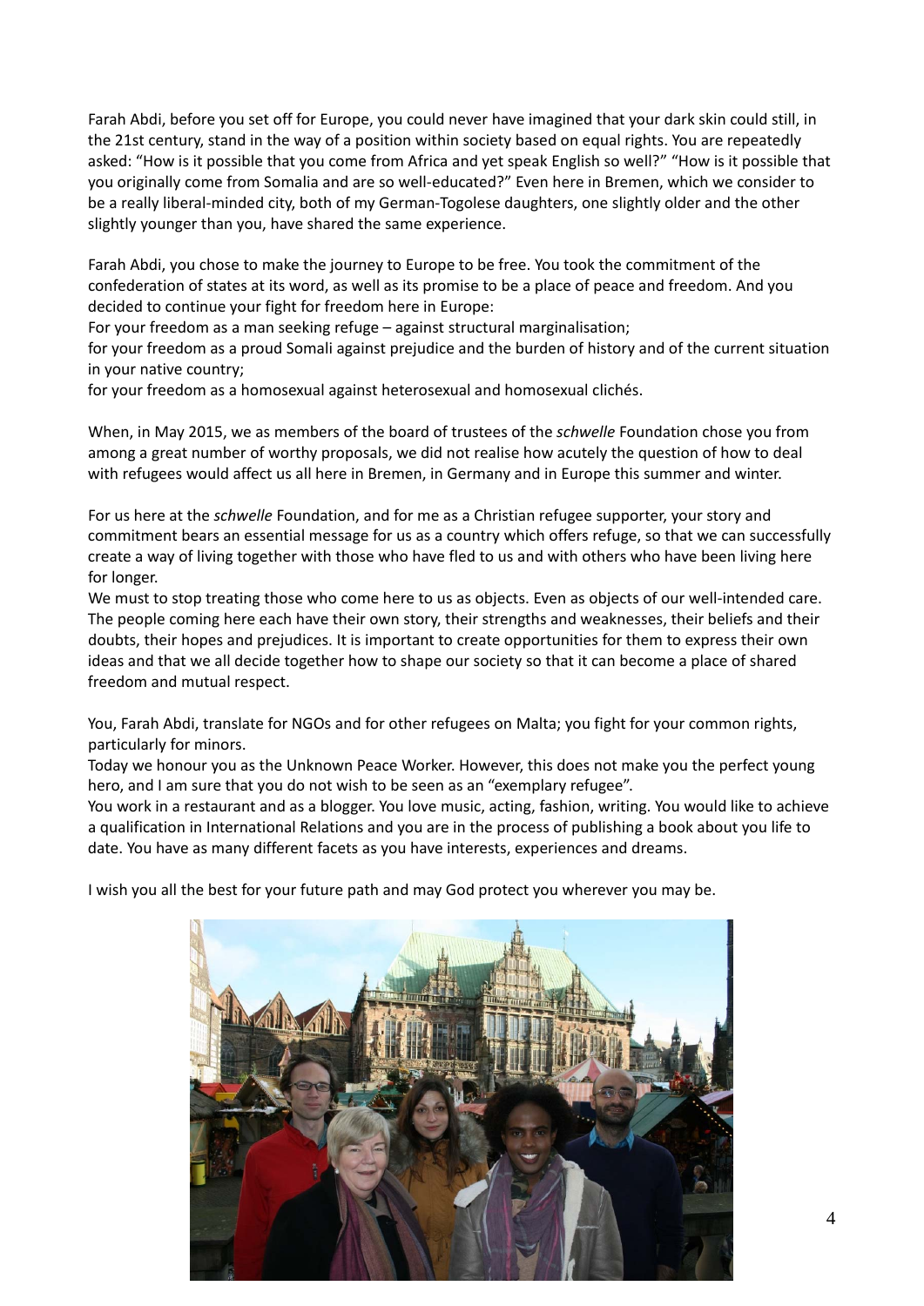Farah Abdi, before you set off for Europe, you could never have imagined that your dark skin could still, in the 21st century, stand in the way of a position within society based on equal rights. You are repeatedly asked: "How is it possible that you come from Africa and yet speak English so well?" "How is it possible that you originally come from Somalia and are so well-educated?" Even here in Bremen, which we consider to be a really liberal-minded city, both of my German-Togolese daughters, one slightly older and the other slightly younger than you, have shared the same experience.

Farah Abdi, you chose to make the journey to Europe to be free. You took the commitment of the confederation of states at its word, as well as its promise to be a place of peace and freedom. And you decided to continue your fight for freedom here in Europe:
For your freedom as a man seeking refuge – against structural marginalisation;
for your freedom as a proud Somali against prejudice and the burden of history and of the current situation in your native country;
for your freedom as a homosexual against heterosexual and homosexual clichés.

When, in May 2015, we as members of the board of trustees of the *schwelle* Foundation chose you from among a great number of worthy proposals, we did not realise how acutely the question of how to deal with refugees would affect us all here in Bremen, in Germany and in Europe this summer and winter.

For us here at the *schwelle* Foundation, and for me as a Christian refugee supporter, your story and commitment bears an essential message for us as a country which offers refuge, so that we can successfully create a way of living together with those who have fled to us and with others who have been living here for longer.
We must to stop treating those who come here to us as objects. Even as objects of our well-intended care. The people coming here each have their own story, their strengths and weaknesses, their beliefs and their doubts, their hopes and prejudices. It is important to create opportunities for them to express their own ideas and that we all decide together how to shape our society so that it can become a place of shared freedom and mutual respect.

You, Farah Abdi, translate for NGOs and for other refugees on Malta; you fight for your common rights, particularly for minors.
Today we honour you as the Unknown Peace Worker. However, this does not make you the perfect young hero, and I am sure that you do not wish to be seen as an "exemplary refugee".
You work in a restaurant and as a blogger. You love music, acting, fashion, writing. You would like to achieve a qualification in International Relations and you are in the process of publishing a book about you life to date. You have as many different facets as you have interests, experiences and dreams.

I wish you all the best for your future path and may God protect you wherever you may be.